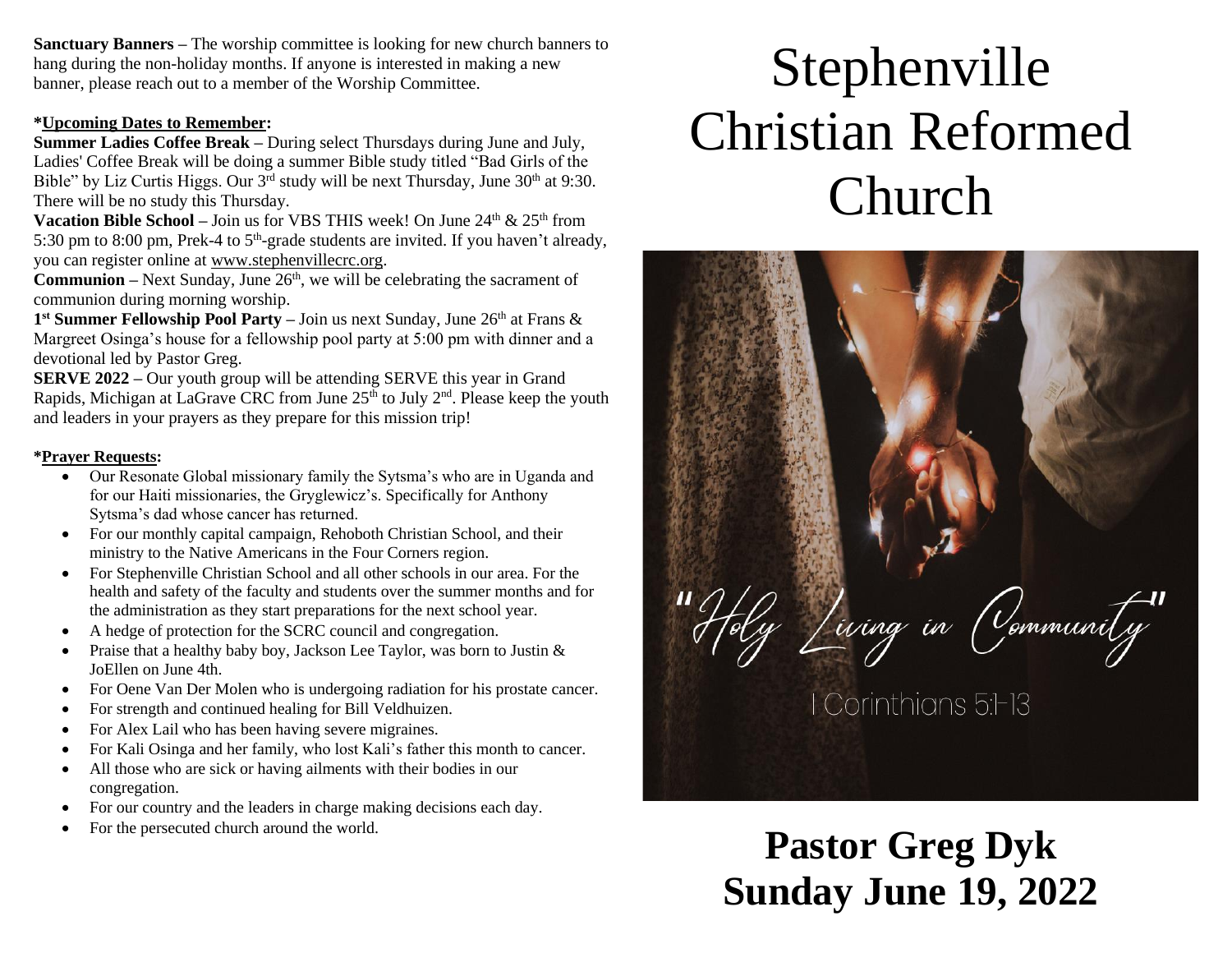**Sanctuary Banners –** The worship committee is looking for new church banners to hang during the non-holiday months. If anyone is interested in making a new banner, please reach out to a member of the Worship Committee.

**\*Upcoming Dates to Remember:**

**Summer Ladies Coffee Break –** During select Thursdays during June and July, Ladies' Coffee Break will be doing a summer Bible study titled "Bad Girls of the Bible" by Liz Curtis Higgs. Our 3rd study will be next Thursday, June 30th at 9:30. There will be no study this Thursday.

**Vacation Bible School –** Join us for VBS THIS week! On June 24th & 25th from 5:30 pm to 8:00 pm, Prek-4 to 5th-grade students are invited. If you haven't already, you can register online at www.stephenvillecrc.org.

**Communion –** Next Sunday, June 26th, we will be celebrating the sacrament of communion during morning worship.

**1st Summer Fellowship Pool Party –** Join us next Sunday, June 26th at Frans & Margreet Osinga's house for a fellowship pool party at 5:00 pm with dinner and a devotional led by Pastor Greg.

**SERVE 2022 –** Our youth group will be attending SERVE this year in Grand Rapids, Michigan at LaGrave CRC from June 25th to July 2nd. Please keep the youth and leaders in your prayers as they prepare for this mission trip!

**\*Prayer Requests:**

- Our Resonate Global missionary family the Sytsma's who are in Uganda and for our Haiti missionaries, the Gryglewicz's. Specifically for Anthony Sytsma's dad whose cancer has returned.
- For our monthly capital campaign, Rehoboth Christian School, and their ministry to the Native Americans in the Four Corners region.
- For Stephenville Christian School and all other schools in our area. For the health and safety of the faculty and students over the summer months and for the administration as they start preparations for the next school year.
- A hedge of protection for the SCRC council and congregation.
- Praise that a healthy baby boy, Jackson Lee Taylor, was born to Justin & JoEllen on June 4th.
- For Oene Van Der Molen who is undergoing radiation for his prostate cancer.
- For strength and continued healing for Bill Veldhuizen.
- For Alex Lail who has been having severe migraines.
- For Kali Osinga and her family, who lost Kali's father this month to cancer.
- All those who are sick or having ailments with their bodies in our congregation.
- For our country and the leaders in charge making decisions each day.
- For the persecuted church around the world.

# Stephenville Christian Reformed Church

"Holy Living in Community"

I Corinthians 5:1-13

## Pastor Greg Dyk
## Sunday June 19, 2022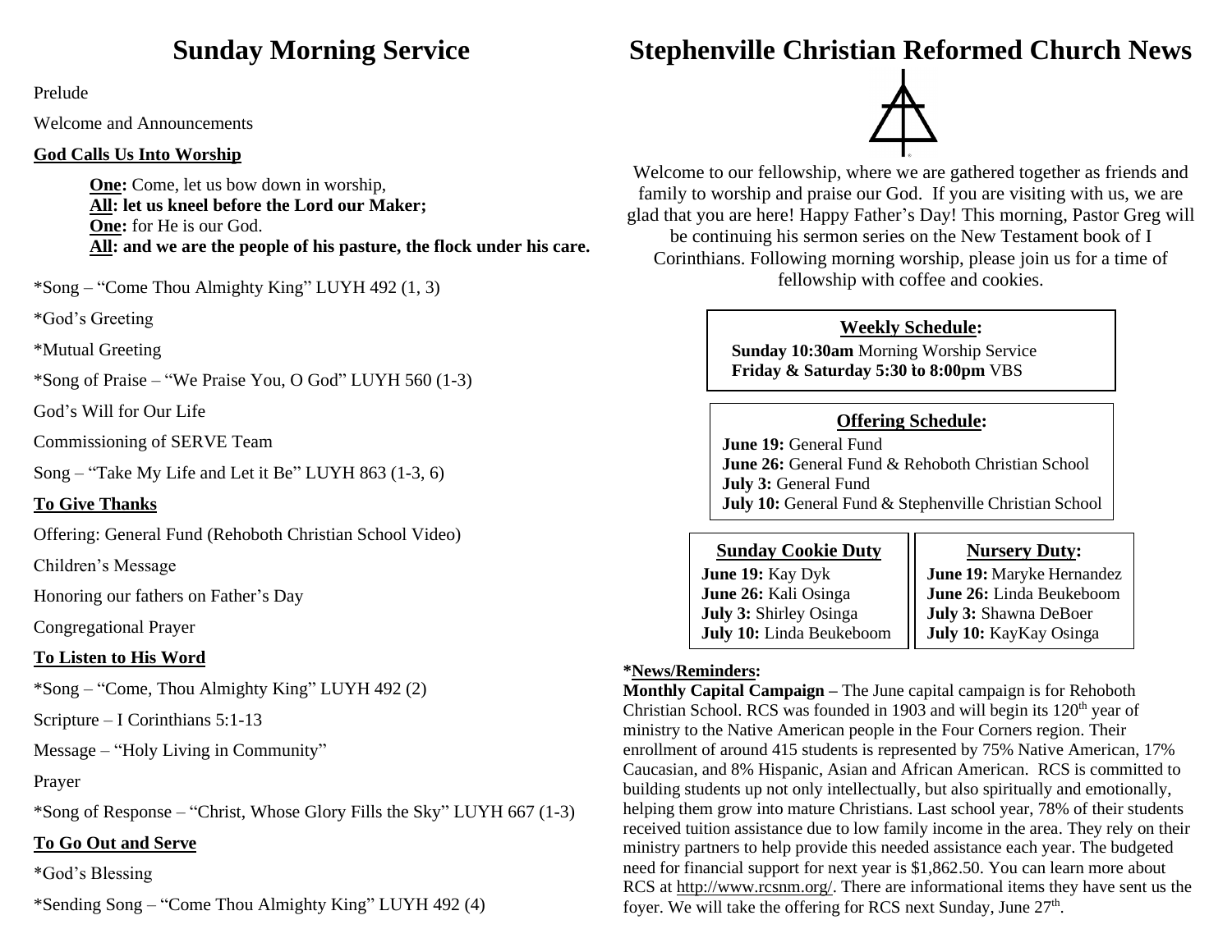# Sunday Morning Service

Prelude

Welcome and Announcements

**God Calls Us Into Worship**

> **One:** Come, let us bow down in worship,
> **All: let us kneel before the Lord our Maker;**
> **One:** for He is our God.
> **All: and we are the people of his pasture, the flock under his care.**

*Song – "Come Thou Almighty King" LUYH 492 (1, 3)

*God's Greeting

*Mutual Greeting

*Song of Praise – "We Praise You, O God" LUYH 560 (1-3)

God's Will for Our Life

Commissioning of SERVE Team

Song – "Take My Life and Let it Be" LUYH 863 (1-3, 6)

**To Give Thanks**

Offering: General Fund (Rehoboth Christian School Video)

Children's Message

Honoring our fathers on Father's Day

Congregational Prayer

**To Listen to His Word**

*Song – "Come, Thou Almighty King" LUYH 492 (2)

Scripture – I Corinthians 5:1-13

Message – "Holy Living in Community"

Prayer

*Song of Response – "Christ, Whose Glory Fills the Sky" LUYH 667 (1-3)

**To Go Out and Serve**

*God's Blessing

*Sending Song – "Come Thou Almighty King" LUYH 492 (4)

# Stephenville Christian Reformed Church News

Welcome to our fellowship, where we are gathered together as friends and family to worship and praise our God. If you are visiting with us, we are glad that you are here! Happy Father's Day! This morning, Pastor Greg will be continuing his sermon series on the New Testament book of I Corinthians. Following morning worship, please join us for a time of fellowship with coffee and cookies.

**Weekly Schedule:**

**Sunday 10:30am** Morning Worship Service
**Friday & Saturday 5:30 to 8:00pm** VBS

**Offering Schedule:**

**June 19:** General Fund
**June 26:** General Fund & Rehoboth Christian School
**July 3:** General Fund
**July 10:** General Fund & Stephenville Christian School

**Sunday Cookie Duty**

**June 19:** Kay Dyk
**June 26:** Kali Osinga
**July 3:** Shirley Osinga
**July 10:** Linda Beukeboom

**Nursery Duty:**

**June 19:** Maryke Hernandez
**June 26:** Linda Beukeboom
**July 3:** Shawna DeBoer
**July 10:** KayKay Osinga

**\*News/Reminders:**

**Monthly Capital Campaign –** The June capital campaign is for Rehoboth Christian School. RCS was founded in 1903 and will begin its 120th year of ministry to the Native American people in the Four Corners region. Their enrollment of around 415 students is represented by 75% Native American, 17% Caucasian, and 8% Hispanic, Asian and African American. RCS is committed to building students up not only intellectually, but also spiritually and emotionally, helping them grow into mature Christians. Last school year, 78% of their students received tuition assistance due to low family income in the area. They rely on their ministry partners to help provide this needed assistance each year. The budgeted need for financial support for next year is $1,862.50. You can learn more about RCS at http://www.rcsnm.org/. There are informational items they have sent us the foyer. We will take the offering for RCS next Sunday, June 27th.